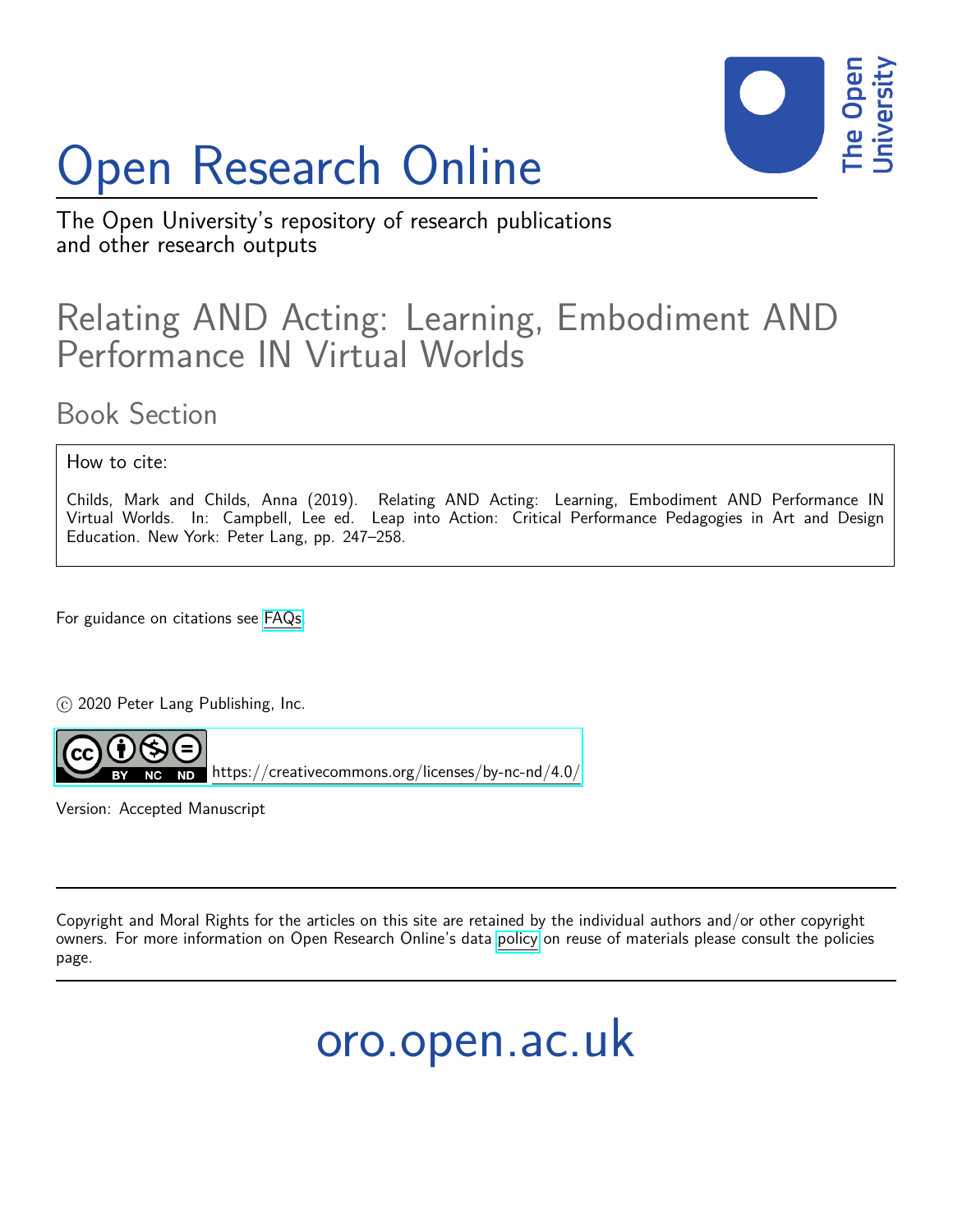# Open Research Online

The Open University's repository of research publications and other research outputs

## Relating AND Acting: Learning, Embodiment AND Performance IN Virtual Worlds

### Book Section

How to cite:

Childs, Mark and Childs, Anna (2019). Relating AND Acting: Learning, Embodiment AND Performance IN Virtual Worlds. In: Campbell, Lee ed. Leap into Action: Critical Performance Pedagogies in Art and Design Education. New York: Peter Lang, pp. 247–258.

For guidance on citations see FAQs.

© 2020 Peter Lang Publishing, Inc.

https://creativecommons.org/licenses/by-nc-nd/4.0/

Version: Accepted Manuscript

---

Copyright and Moral Rights for the articles on this site are retained by the individual authors and/or other copyright owners. For more information on Open Research Online's data policy on reuse of materials please consult the policies page.

---

oro.open.ac.uk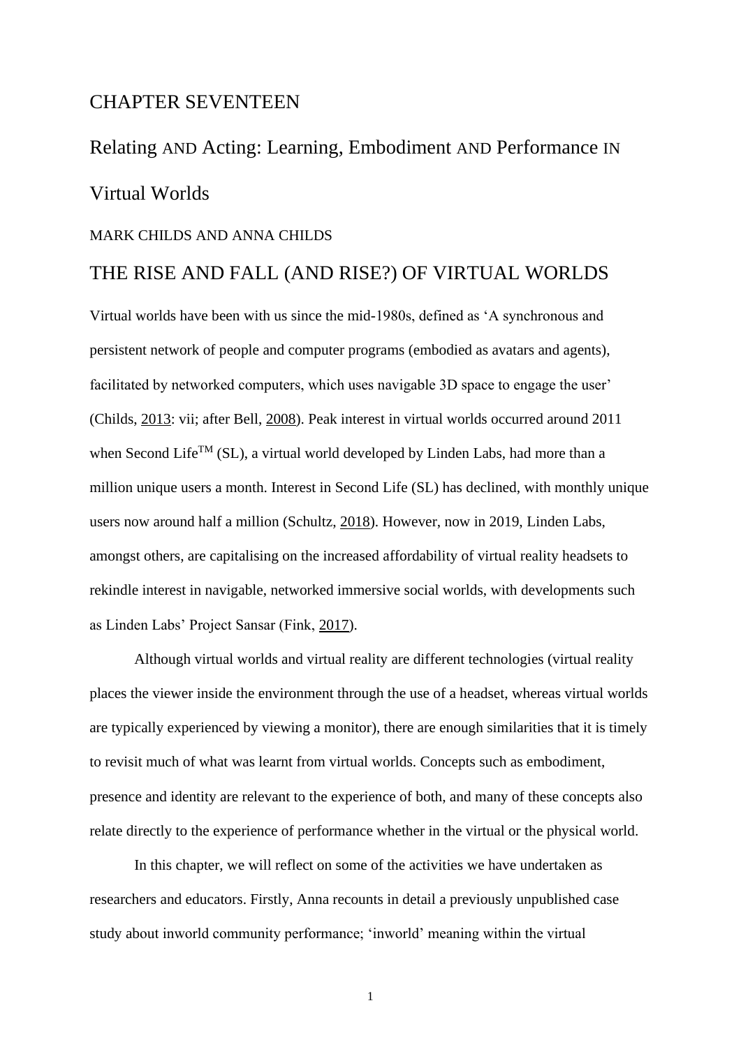# CHAPTER SEVENTEEN

# Relating AND Acting: Learning, Embodiment AND Performance IN Virtual Worlds

MARK CHILDS AND ANNA CHILDS

## THE RISE AND FALL (AND RISE?) OF VIRTUAL WORLDS

Virtual worlds have been with us since the mid-1980s, defined as 'A synchronous and persistent network of people and computer programs (embodied as avatars and agents), facilitated by networked computers, which uses navigable 3D space to engage the user' (Childs, 2013: vii; after Bell, 2008). Peak interest in virtual worlds occurred around 2011 when Second Life[TM] (SL), a virtual world developed by Linden Labs, had more than a million unique users a month. Interest in Second Life (SL) has declined, with monthly unique users now around half a million (Schultz, 2018). However, now in 2019, Linden Labs, amongst others, are capitalising on the increased affordability of virtual reality headsets to rekindle interest in navigable, networked immersive social worlds, with developments such as Linden Labs' Project Sansar (Fink, 2017).

Although virtual worlds and virtual reality are different technologies (virtual reality places the viewer inside the environment through the use of a headset, whereas virtual worlds are typically experienced by viewing a monitor), there are enough similarities that it is timely to revisit much of what was learnt from virtual worlds. Concepts such as embodiment, presence and identity are relevant to the experience of both, and many of these concepts also relate directly to the experience of performance whether in the virtual or the physical world.

In this chapter, we will reflect on some of the activities we have undertaken as researchers and educators. Firstly, Anna recounts in detail a previously unpublished case study about inworld community performance; 'inworld' meaning within the virtual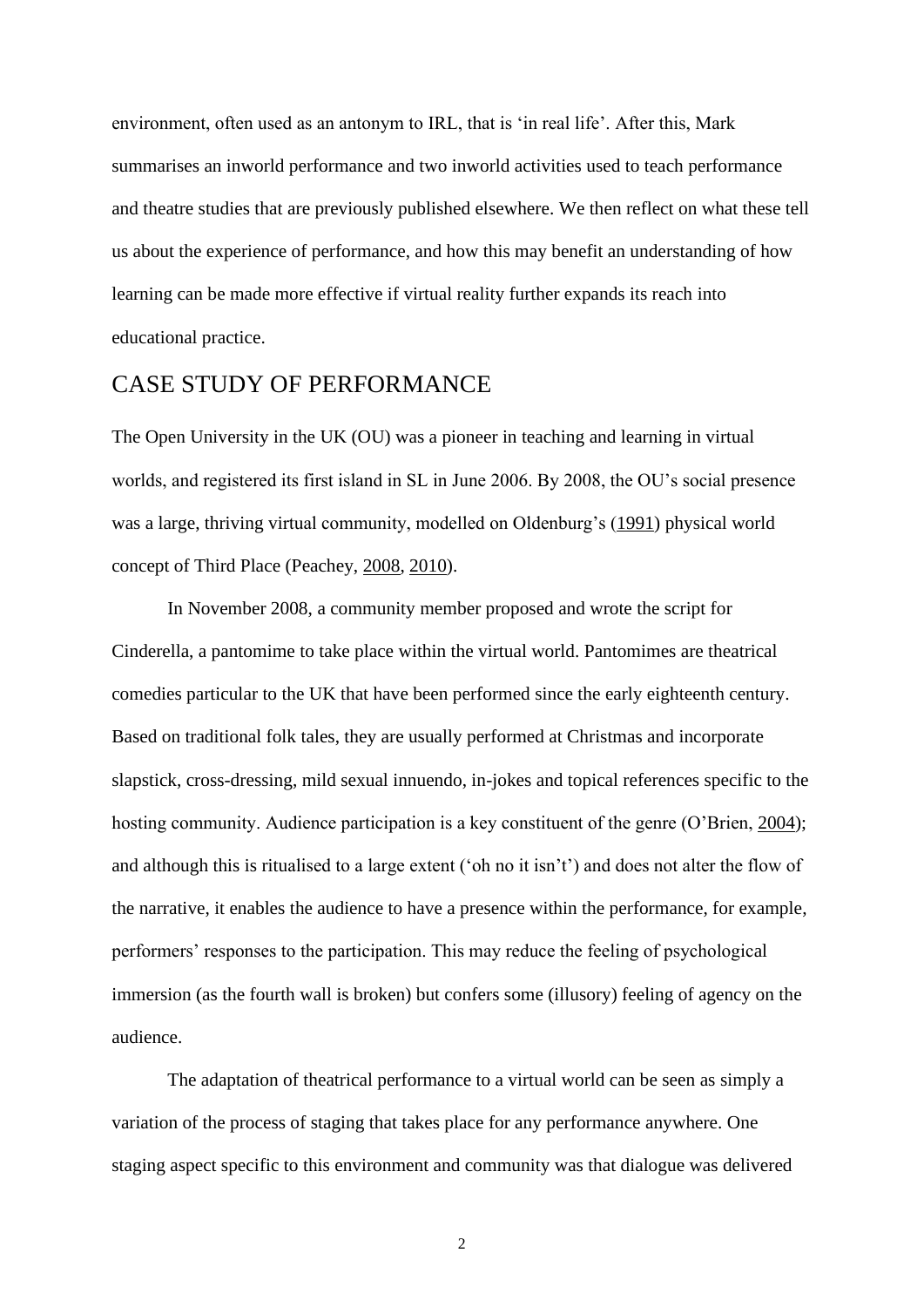environment, often used as an antonym to IRL, that is 'in real life'. After this, Mark summarises an inworld performance and two inworld activities used to teach performance and theatre studies that are previously published elsewhere. We then reflect on what these tell us about the experience of performance, and how this may benefit an understanding of how learning can be made more effective if virtual reality further expands its reach into educational practice.

## CASE STUDY OF PERFORMANCE

The Open University in the UK (OU) was a pioneer in teaching and learning in virtual worlds, and registered its first island in SL in June 2006. By 2008, the OU's social presence was a large, thriving virtual community, modelled on Oldenburg's (1991) physical world concept of Third Place (Peachey, 2008, 2010).

In November 2008, a community member proposed and wrote the script for Cinderella, a pantomime to take place within the virtual world. Pantomimes are theatrical comedies particular to the UK that have been performed since the early eighteenth century. Based on traditional folk tales, they are usually performed at Christmas and incorporate slapstick, cross-dressing, mild sexual innuendo, in-jokes and topical references specific to the hosting community. Audience participation is a key constituent of the genre (O'Brien, 2004); and although this is ritualised to a large extent ('oh no it isn't') and does not alter the flow of the narrative, it enables the audience to have a presence within the performance, for example, performers' responses to the participation. This may reduce the feeling of psychological immersion (as the fourth wall is broken) but confers some (illusory) feeling of agency on the audience.

The adaptation of theatrical performance to a virtual world can be seen as simply a variation of the process of staging that takes place for any performance anywhere. One staging aspect specific to this environment and community was that dialogue was delivered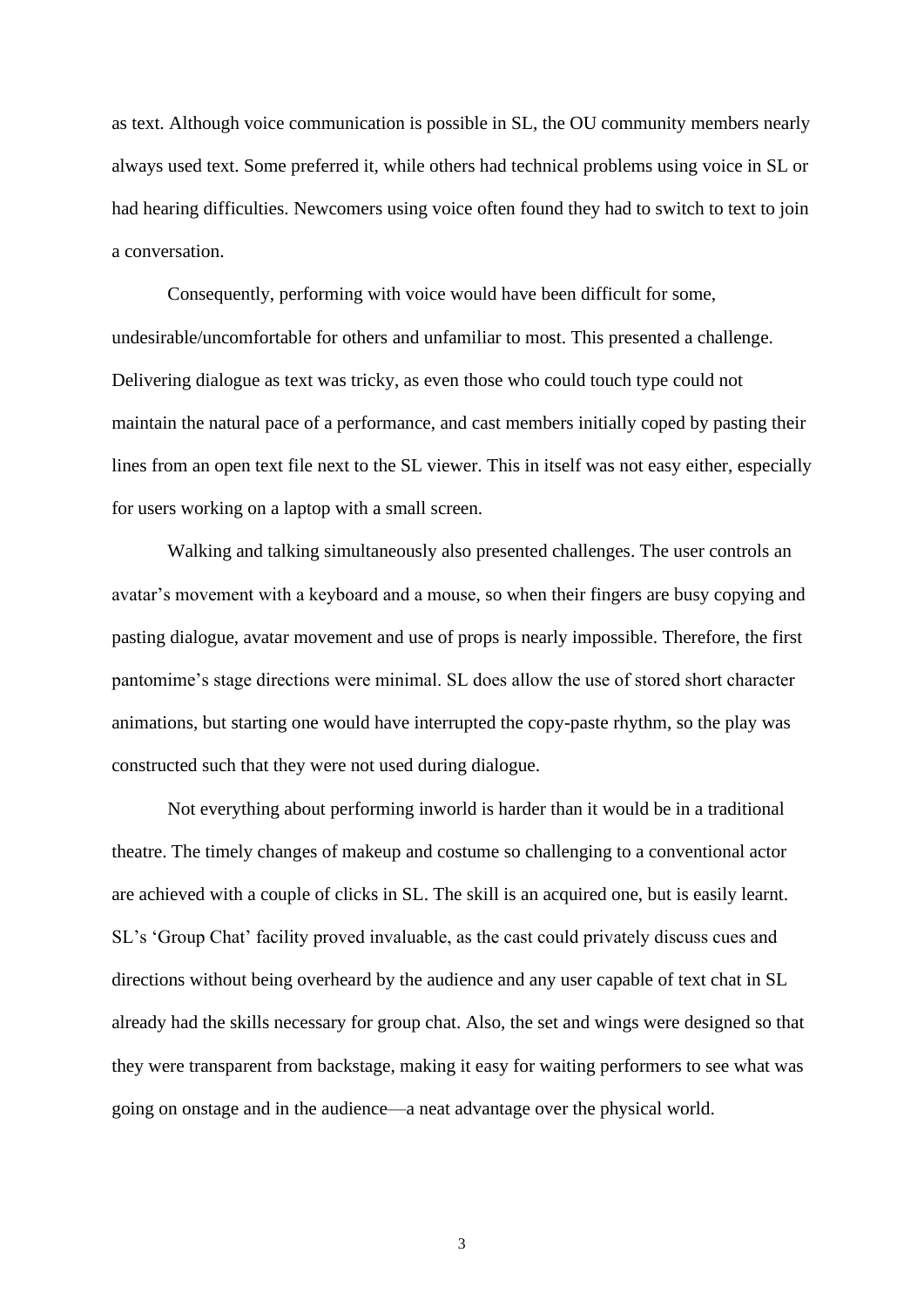as text. Although voice communication is possible in SL, the OU community members nearly always used text. Some preferred it, while others had technical problems using voice in SL or had hearing difficulties. Newcomers using voice often found they had to switch to text to join a conversation.

Consequently, performing with voice would have been difficult for some, undesirable/uncomfortable for others and unfamiliar to most. This presented a challenge. Delivering dialogue as text was tricky, as even those who could touch type could not maintain the natural pace of a performance, and cast members initially coped by pasting their lines from an open text file next to the SL viewer. This in itself was not easy either, especially for users working on a laptop with a small screen.

Walking and talking simultaneously also presented challenges. The user controls an avatar's movement with a keyboard and a mouse, so when their fingers are busy copying and pasting dialogue, avatar movement and use of props is nearly impossible. Therefore, the first pantomime's stage directions were minimal. SL does allow the use of stored short character animations, but starting one would have interrupted the copy-paste rhythm, so the play was constructed such that they were not used during dialogue.

Not everything about performing inworld is harder than it would be in a traditional theatre. The timely changes of makeup and costume so challenging to a conventional actor are achieved with a couple of clicks in SL. The skill is an acquired one, but is easily learnt. SL's 'Group Chat' facility proved invaluable, as the cast could privately discuss cues and directions without being overheard by the audience and any user capable of text chat in SL already had the skills necessary for group chat. Also, the set and wings were designed so that they were transparent from backstage, making it easy for waiting performers to see what was going on onstage and in the audience—a neat advantage over the physical world.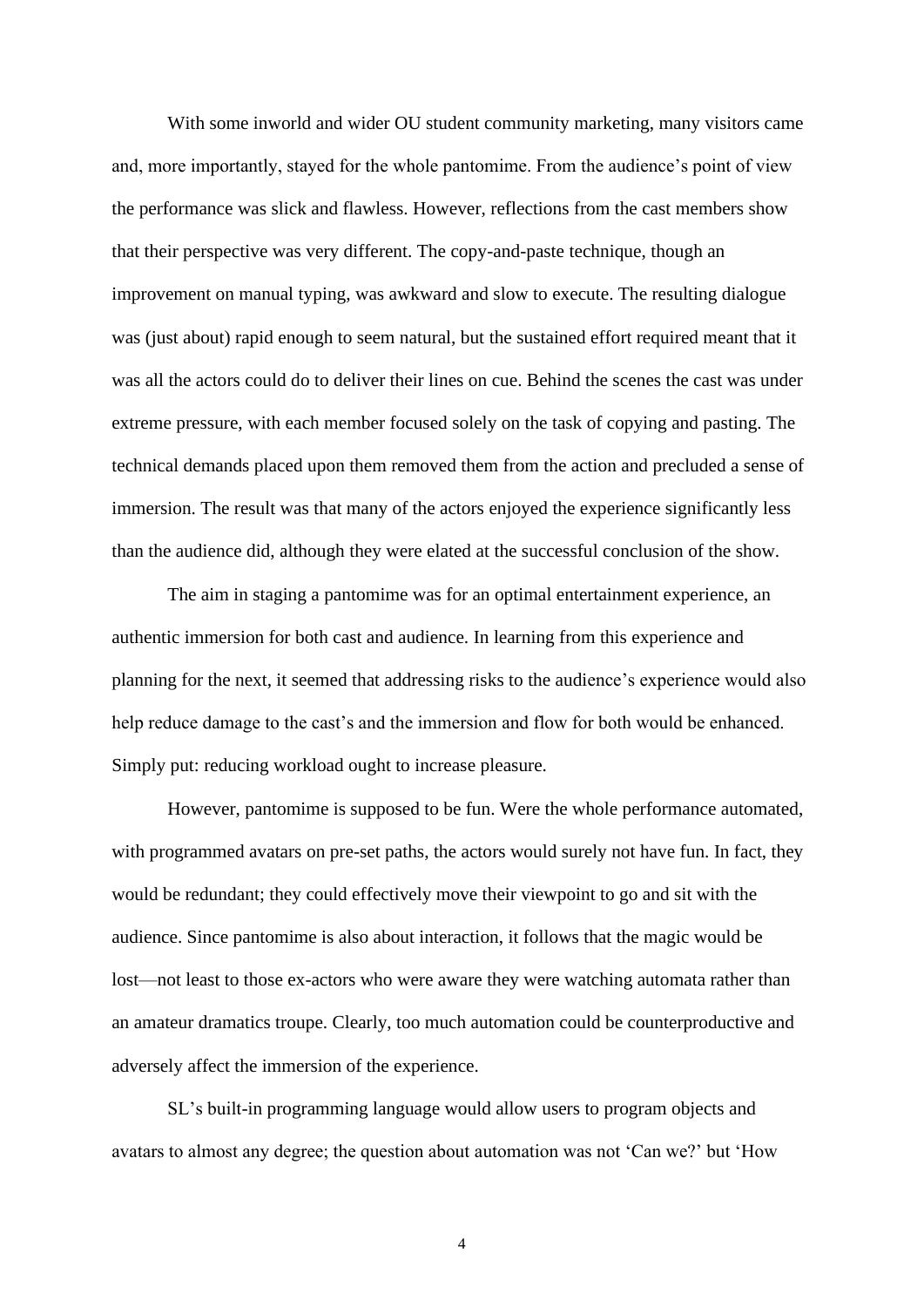With some inworld and wider OU student community marketing, many visitors came and, more importantly, stayed for the whole pantomime. From the audience's point of view the performance was slick and flawless. However, reflections from the cast members show that their perspective was very different. The copy-and-paste technique, though an improvement on manual typing, was awkward and slow to execute. The resulting dialogue was (just about) rapid enough to seem natural, but the sustained effort required meant that it was all the actors could do to deliver their lines on cue. Behind the scenes the cast was under extreme pressure, with each member focused solely on the task of copying and pasting. The technical demands placed upon them removed them from the action and precluded a sense of immersion. The result was that many of the actors enjoyed the experience significantly less than the audience did, although they were elated at the successful conclusion of the show.

The aim in staging a pantomime was for an optimal entertainment experience, an authentic immersion for both cast and audience. In learning from this experience and planning for the next, it seemed that addressing risks to the audience's experience would also help reduce damage to the cast's and the immersion and flow for both would be enhanced. Simply put: reducing workload ought to increase pleasure.

However, pantomime is supposed to be fun. Were the whole performance automated, with programmed avatars on pre-set paths, the actors would surely not have fun. In fact, they would be redundant; they could effectively move their viewpoint to go and sit with the audience. Since pantomime is also about interaction, it follows that the magic would be lost—not least to those ex-actors who were aware they were watching automata rather than an amateur dramatics troupe. Clearly, too much automation could be counterproductive and adversely affect the immersion of the experience.

SL's built-in programming language would allow users to program objects and avatars to almost any degree; the question about automation was not 'Can we?' but 'How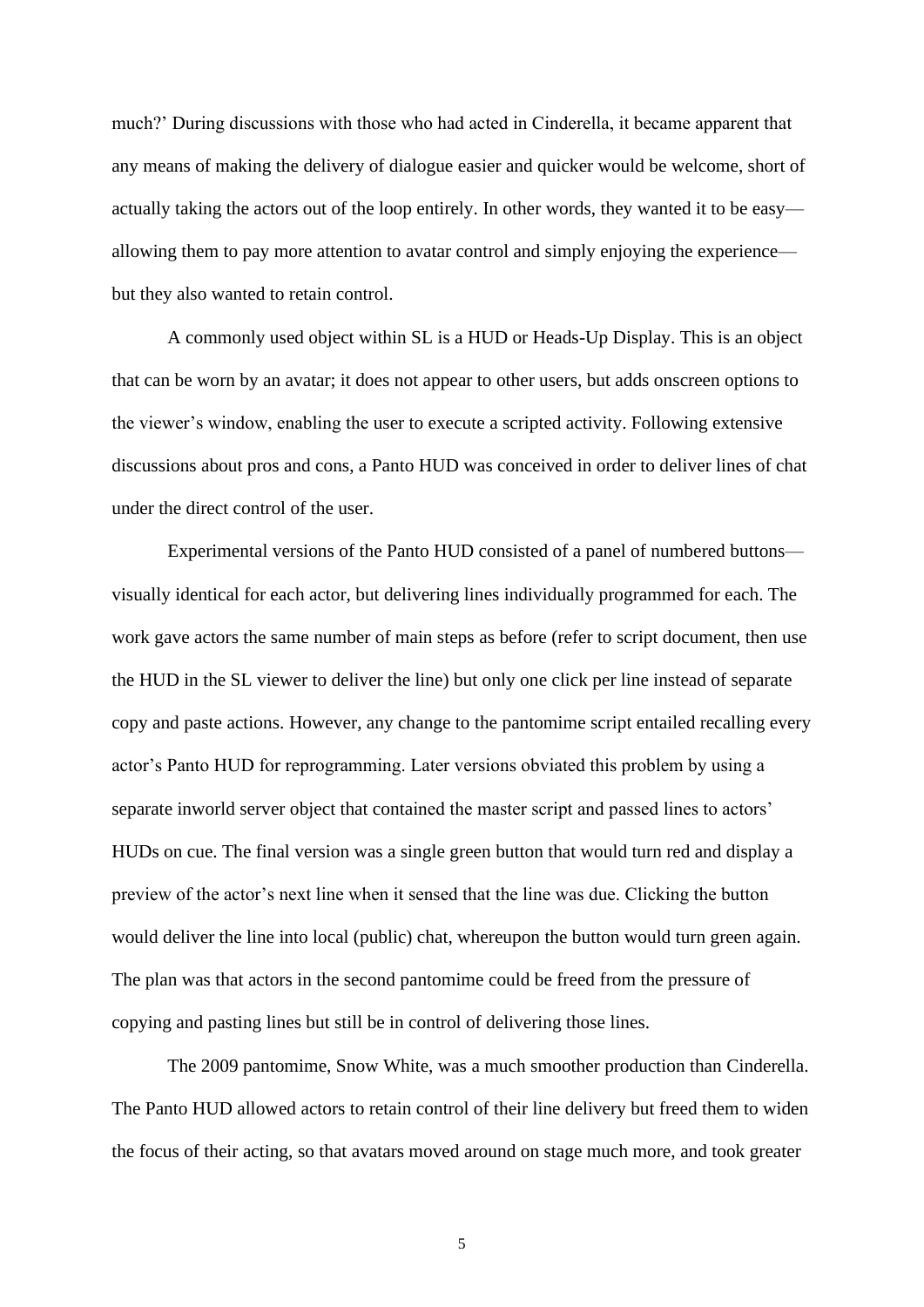much?' During discussions with those who had acted in Cinderella, it became apparent that any means of making the delivery of dialogue easier and quicker would be welcome, short of actually taking the actors out of the loop entirely. In other words, they wanted it to be easy—allowing them to pay more attention to avatar control and simply enjoying the experience—but they also wanted to retain control.

A commonly used object within SL is a HUD or Heads-Up Display. This is an object that can be worn by an avatar; it does not appear to other users, but adds onscreen options to the viewer's window, enabling the user to execute a scripted activity. Following extensive discussions about pros and cons, a Panto HUD was conceived in order to deliver lines of chat under the direct control of the user.

Experimental versions of the Panto HUD consisted of a panel of numbered buttons—visually identical for each actor, but delivering lines individually programmed for each. The work gave actors the same number of main steps as before (refer to script document, then use the HUD in the SL viewer to deliver the line) but only one click per line instead of separate copy and paste actions. However, any change to the pantomime script entailed recalling every actor's Panto HUD for reprogramming. Later versions obviated this problem by using a separate inworld server object that contained the master script and passed lines to actors' HUDs on cue. The final version was a single green button that would turn red and display a preview of the actor's next line when it sensed that the line was due. Clicking the button would deliver the line into local (public) chat, whereupon the button would turn green again. The plan was that actors in the second pantomime could be freed from the pressure of copying and pasting lines but still be in control of delivering those lines.

The 2009 pantomime, Snow White, was a much smoother production than Cinderella. The Panto HUD allowed actors to retain control of their line delivery but freed them to widen the focus of their acting, so that avatars moved around on stage much more, and took greater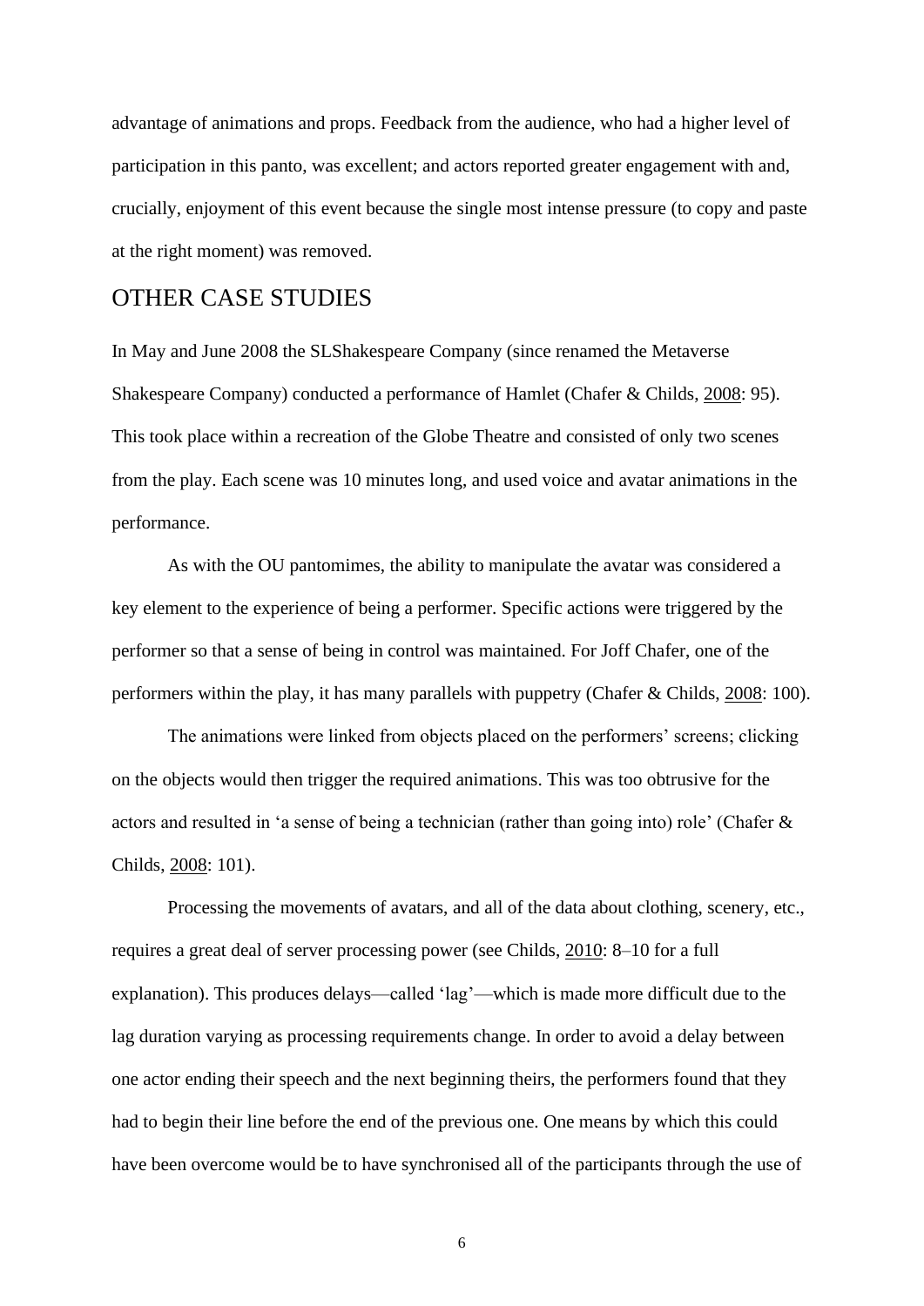advantage of animations and props. Feedback from the audience, who had a higher level of participation in this panto, was excellent; and actors reported greater engagement with and, crucially, enjoyment of this event because the single most intense pressure (to copy and paste at the right moment) was removed.

## OTHER CASE STUDIES

In May and June 2008 the SLShakespeare Company (since renamed the Metaverse Shakespeare Company) conducted a performance of Hamlet (Chafer & Childs, 2008: 95). This took place within a recreation of the Globe Theatre and consisted of only two scenes from the play. Each scene was 10 minutes long, and used voice and avatar animations in the performance.

As with the OU pantomimes, the ability to manipulate the avatar was considered a key element to the experience of being a performer. Specific actions were triggered by the performer so that a sense of being in control was maintained. For Joff Chafer, one of the performers within the play, it has many parallels with puppetry (Chafer & Childs, 2008: 100).

The animations were linked from objects placed on the performers' screens; clicking on the objects would then trigger the required animations. This was too obtrusive for the actors and resulted in 'a sense of being a technician (rather than going into) role' (Chafer & Childs, 2008: 101).

Processing the movements of avatars, and all of the data about clothing, scenery, etc., requires a great deal of server processing power (see Childs, 2010: 8–10 for a full explanation). This produces delays—called 'lag'—which is made more difficult due to the lag duration varying as processing requirements change. In order to avoid a delay between one actor ending their speech and the next beginning theirs, the performers found that they had to begin their line before the end of the previous one. One means by which this could have been overcome would be to have synchronised all of the participants through the use of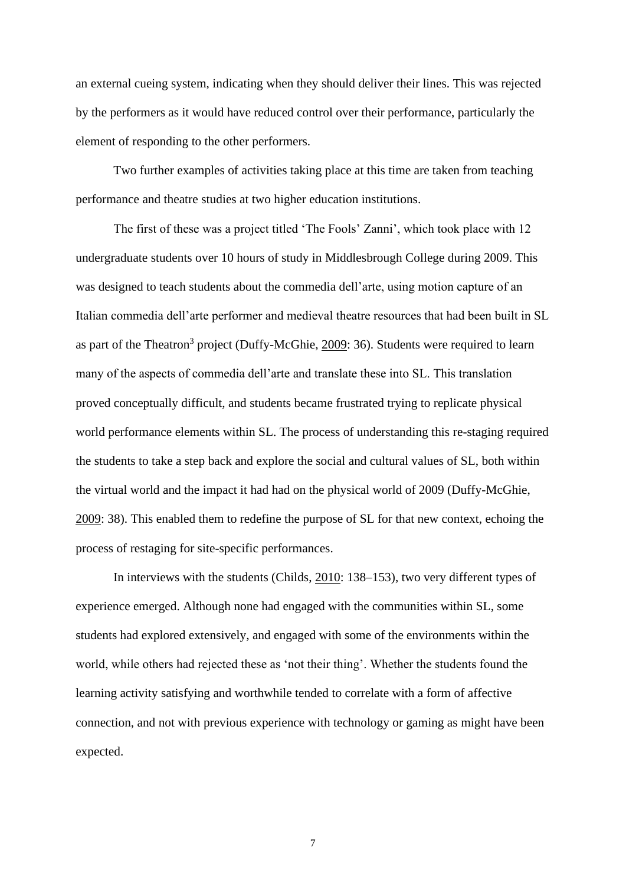an external cueing system, indicating when they should deliver their lines. This was rejected by the performers as it would have reduced control over their performance, particularly the element of responding to the other performers.

Two further examples of activities taking place at this time are taken from teaching performance and theatre studies at two higher education institutions.

The first of these was a project titled 'The Fools' Zanni', which took place with 12 undergraduate students over 10 hours of study in Middlesbrough College during 2009. This was designed to teach students about the commedia dell'arte, using motion capture of an Italian commedia dell'arte performer and medieval theatre resources that had been built in SL as part of the Theatron[3] project (Duffy-McGhie, 2009: 36). Students were required to learn many of the aspects of commedia dell'arte and translate these into SL. This translation proved conceptually difficult, and students became frustrated trying to replicate physical world performance elements within SL. The process of understanding this re-staging required the students to take a step back and explore the social and cultural values of SL, both within the virtual world and the impact it had had on the physical world of 2009 (Duffy-McGhie, 2009: 38). This enabled them to redefine the purpose of SL for that new context, echoing the process of restaging for site-specific performances.

In interviews with the students (Childs, 2010: 138–153), two very different types of experience emerged. Although none had engaged with the communities within SL, some students had explored extensively, and engaged with some of the environments within the world, while others had rejected these as 'not their thing'. Whether the students found the learning activity satisfying and worthwhile tended to correlate with a form of affective connection, and not with previous experience with technology or gaming as might have been expected.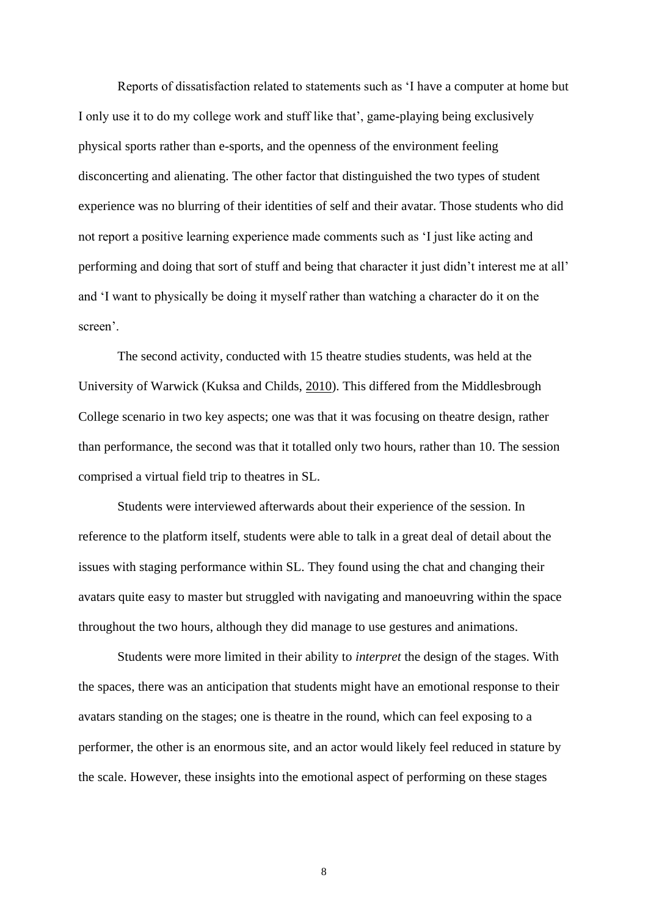Reports of dissatisfaction related to statements such as 'I have a computer at home but I only use it to do my college work and stuff like that', game-playing being exclusively physical sports rather than e-sports, and the openness of the environment feeling disconcerting and alienating. The other factor that distinguished the two types of student experience was no blurring of their identities of self and their avatar. Those students who did not report a positive learning experience made comments such as 'I just like acting and performing and doing that sort of stuff and being that character it just didn't interest me at all' and 'I want to physically be doing it myself rather than watching a character do it on the screen'.

The second activity, conducted with 15 theatre studies students, was held at the University of Warwick (Kuksa and Childs, 2010). This differed from the Middlesbrough College scenario in two key aspects; one was that it was focusing on theatre design, rather than performance, the second was that it totalled only two hours, rather than 10. The session comprised a virtual field trip to theatres in SL.

Students were interviewed afterwards about their experience of the session. In reference to the platform itself, students were able to talk in a great deal of detail about the issues with staging performance within SL. They found using the chat and changing their avatars quite easy to master but struggled with navigating and manoeuvring within the space throughout the two hours, although they did manage to use gestures and animations.

Students were more limited in their ability to *interpret* the design of the stages. With the spaces, there was an anticipation that students might have an emotional response to their avatars standing on the stages; one is theatre in the round, which can feel exposing to a performer, the other is an enormous site, and an actor would likely feel reduced in stature by the scale. However, these insights into the emotional aspect of performing on these stages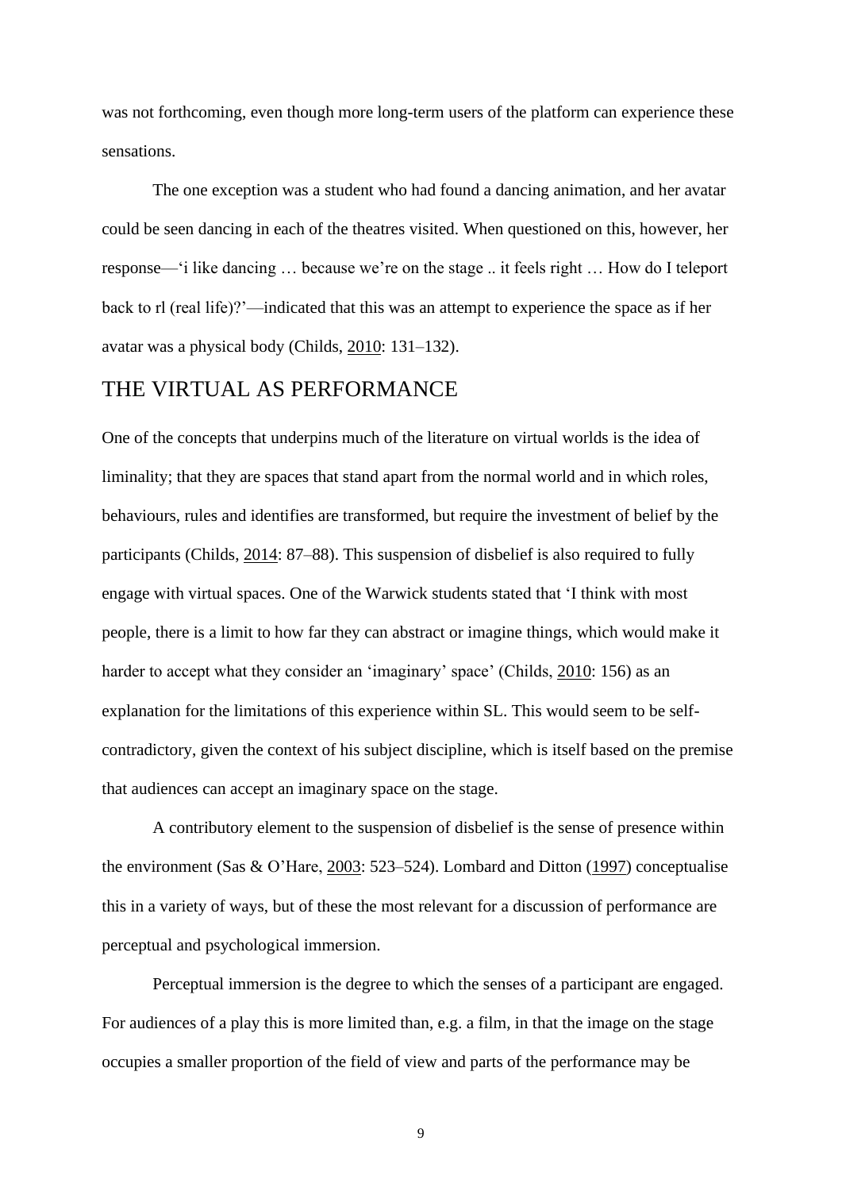was not forthcoming, even though more long-term users of the platform can experience these sensations.

The one exception was a student who had found a dancing animation, and her avatar could be seen dancing in each of the theatres visited. When questioned on this, however, her response—'i like dancing … because we're on the stage .. it feels right … How do I teleport back to rl (real life)?'—indicated that this was an attempt to experience the space as if her avatar was a physical body (Childs, 2010: 131–132).

## THE VIRTUAL AS PERFORMANCE

One of the concepts that underpins much of the literature on virtual worlds is the idea of liminality; that they are spaces that stand apart from the normal world and in which roles, behaviours, rules and identifies are transformed, but require the investment of belief by the participants (Childs, 2014: 87–88). This suspension of disbelief is also required to fully engage with virtual spaces. One of the Warwick students stated that 'I think with most people, there is a limit to how far they can abstract or imagine things, which would make it harder to accept what they consider an 'imaginary' space' (Childs, 2010: 156) as an explanation for the limitations of this experience within SL. This would seem to be self-contradictory, given the context of his subject discipline, which is itself based on the premise that audiences can accept an imaginary space on the stage.

A contributory element to the suspension of disbelief is the sense of presence within the environment (Sas & O'Hare, 2003: 523–524). Lombard and Ditton (1997) conceptualise this in a variety of ways, but of these the most relevant for a discussion of performance are perceptual and psychological immersion.

Perceptual immersion is the degree to which the senses of a participant are engaged. For audiences of a play this is more limited than, e.g. a film, in that the image on the stage occupies a smaller proportion of the field of view and parts of the performance may be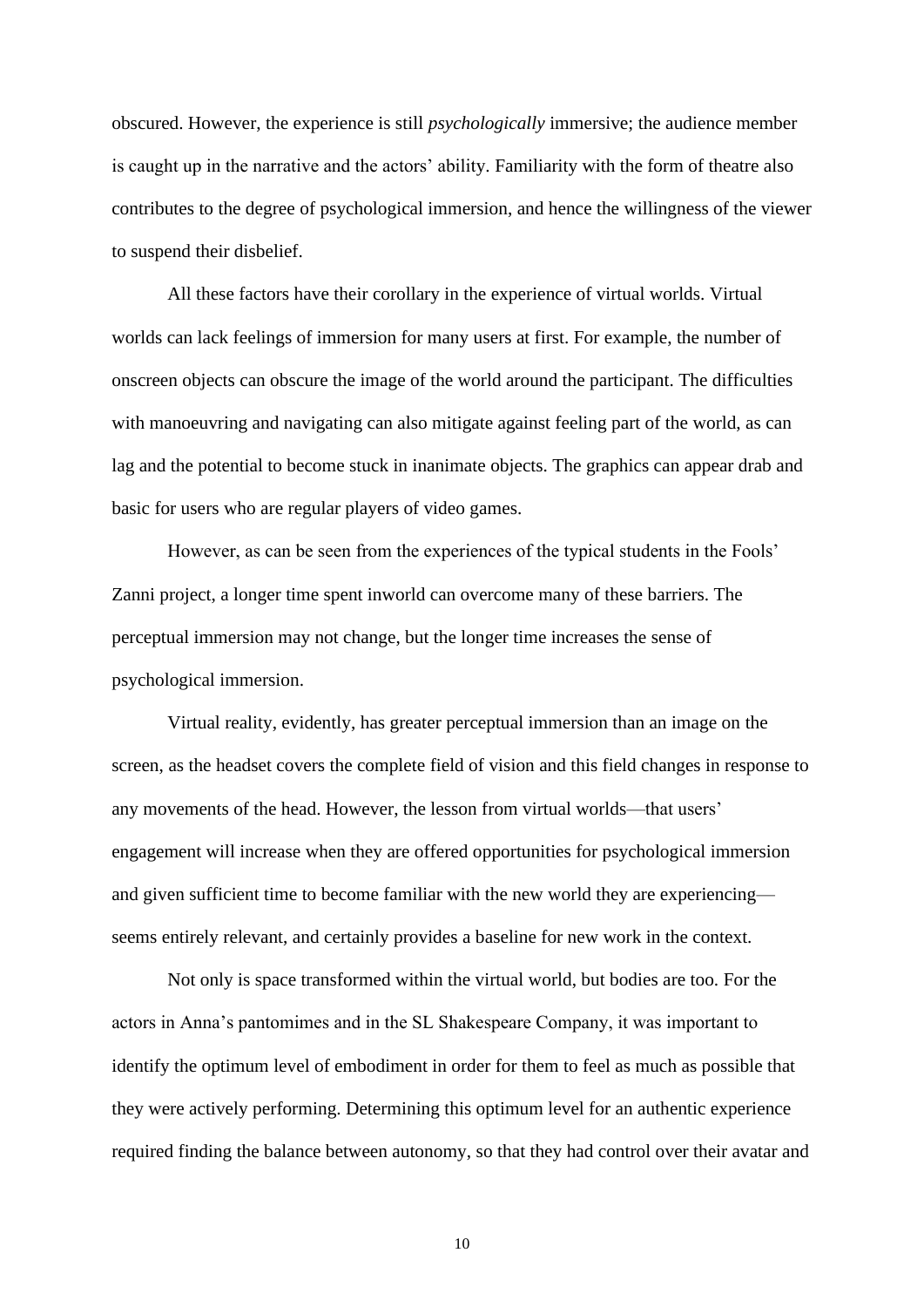obscured. However, the experience is still *psychologically* immersive; the audience member is caught up in the narrative and the actors' ability. Familiarity with the form of theatre also contributes to the degree of psychological immersion, and hence the willingness of the viewer to suspend their disbelief.

All these factors have their corollary in the experience of virtual worlds. Virtual worlds can lack feelings of immersion for many users at first. For example, the number of onscreen objects can obscure the image of the world around the participant. The difficulties with manoeuvring and navigating can also mitigate against feeling part of the world, as can lag and the potential to become stuck in inanimate objects. The graphics can appear drab and basic for users who are regular players of video games.

However, as can be seen from the experiences of the typical students in the Fools' Zanni project, a longer time spent inworld can overcome many of these barriers. The perceptual immersion may not change, but the longer time increases the sense of psychological immersion.

Virtual reality, evidently, has greater perceptual immersion than an image on the screen, as the headset covers the complete field of vision and this field changes in response to any movements of the head. However, the lesson from virtual worlds—that users' engagement will increase when they are offered opportunities for psychological immersion and given sufficient time to become familiar with the new world they are experiencing—seems entirely relevant, and certainly provides a baseline for new work in the context.

Not only is space transformed within the virtual world, but bodies are too. For the actors in Anna's pantomimes and in the SL Shakespeare Company, it was important to identify the optimum level of embodiment in order for them to feel as much as possible that they were actively performing. Determining this optimum level for an authentic experience required finding the balance between autonomy, so that they had control over their avatar and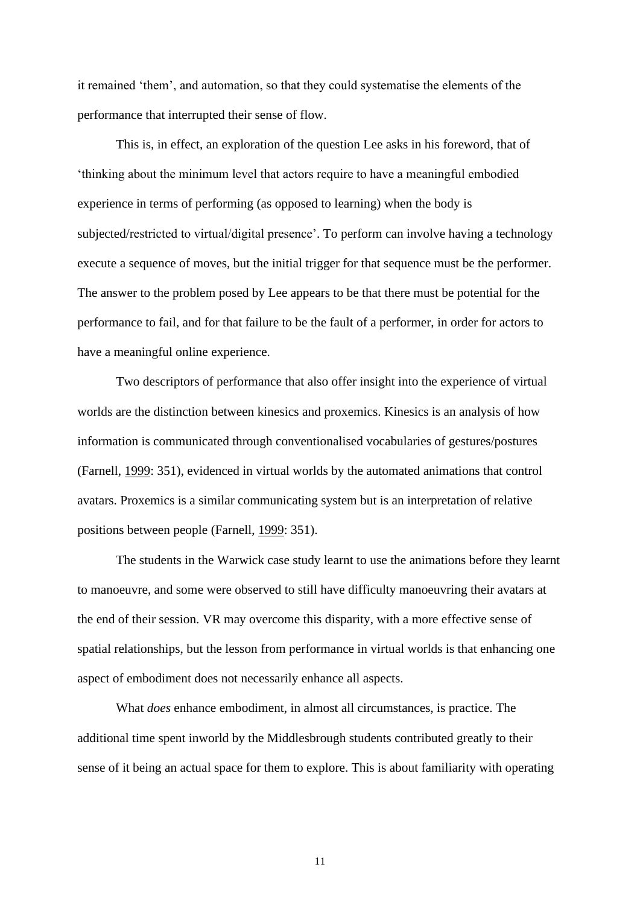it remained 'them', and automation, so that they could systematise the elements of the performance that interrupted their sense of flow.

This is, in effect, an exploration of the question Lee asks in his foreword, that of 'thinking about the minimum level that actors require to have a meaningful embodied experience in terms of performing (as opposed to learning) when the body is subjected/restricted to virtual/digital presence'. To perform can involve having a technology execute a sequence of moves, but the initial trigger for that sequence must be the performer. The answer to the problem posed by Lee appears to be that there must be potential for the performance to fail, and for that failure to be the fault of a performer, in order for actors to have a meaningful online experience.

Two descriptors of performance that also offer insight into the experience of virtual worlds are the distinction between kinesics and proxemics. Kinesics is an analysis of how information is communicated through conventionalised vocabularies of gestures/postures (Farnell, 1999: 351), evidenced in virtual worlds by the automated animations that control avatars. Proxemics is a similar communicating system but is an interpretation of relative positions between people (Farnell, 1999: 351).

The students in the Warwick case study learnt to use the animations before they learnt to manoeuvre, and some were observed to still have difficulty manoeuvring their avatars at the end of their session. VR may overcome this disparity, with a more effective sense of spatial relationships, but the lesson from performance in virtual worlds is that enhancing one aspect of embodiment does not necessarily enhance all aspects.

What *does* enhance embodiment, in almost all circumstances, is practice. The additional time spent inworld by the Middlesbrough students contributed greatly to their sense of it being an actual space for them to explore. This is about familiarity with operating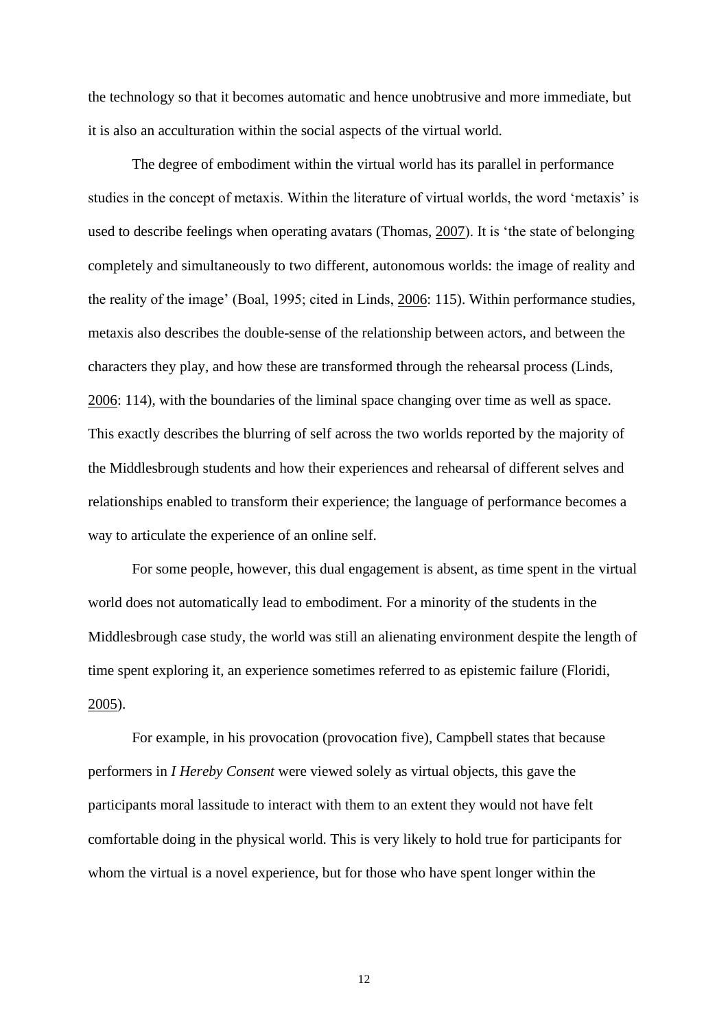the technology so that it becomes automatic and hence unobtrusive and more immediate, but it is also an acculturation within the social aspects of the virtual world.

The degree of embodiment within the virtual world has its parallel in performance studies in the concept of metaxis. Within the literature of virtual worlds, the word 'metaxis' is used to describe feelings when operating avatars (Thomas, 2007). It is 'the state of belonging completely and simultaneously to two different, autonomous worlds: the image of reality and the reality of the image' (Boal, 1995; cited in Linds, 2006: 115). Within performance studies, metaxis also describes the double-sense of the relationship between actors, and between the characters they play, and how these are transformed through the rehearsal process (Linds, 2006: 114), with the boundaries of the liminal space changing over time as well as space. This exactly describes the blurring of self across the two worlds reported by the majority of the Middlesbrough students and how their experiences and rehearsal of different selves and relationships enabled to transform their experience; the language of performance becomes a way to articulate the experience of an online self.

For some people, however, this dual engagement is absent, as time spent in the virtual world does not automatically lead to embodiment. For a minority of the students in the Middlesbrough case study, the world was still an alienating environment despite the length of time spent exploring it, an experience sometimes referred to as epistemic failure (Floridi, 2005).

For example, in his provocation (provocation five), Campbell states that because performers in *I Hereby Consent* were viewed solely as virtual objects, this gave the participants moral lassitude to interact with them to an extent they would not have felt comfortable doing in the physical world. This is very likely to hold true for participants for whom the virtual is a novel experience, but for those who have spent longer within the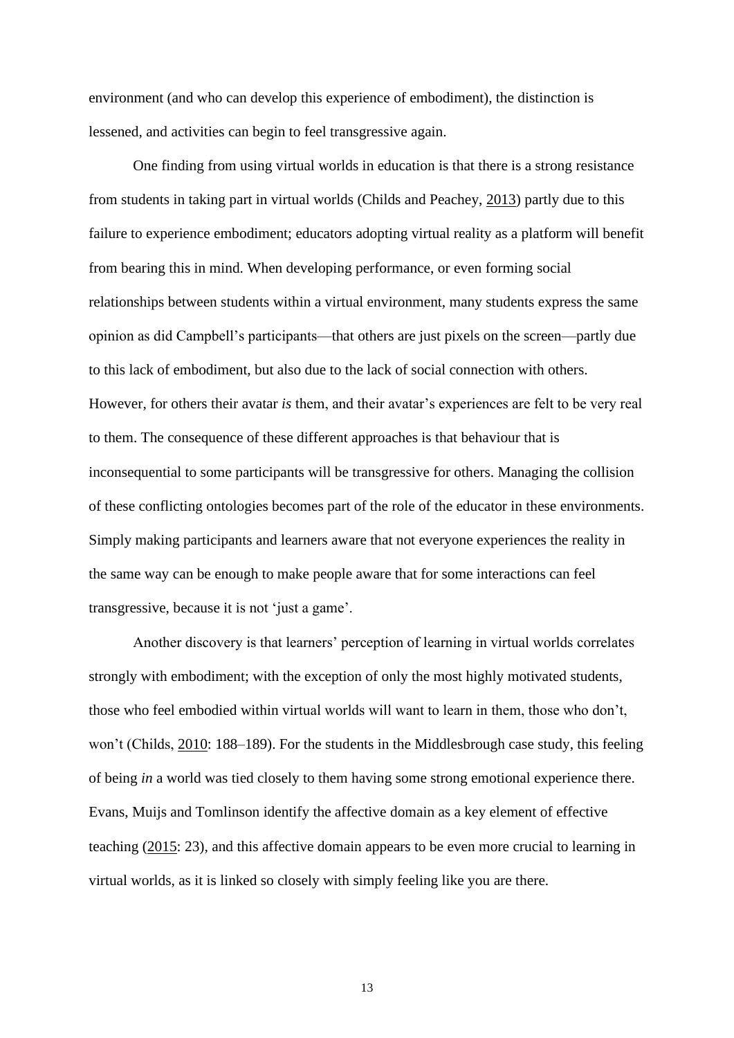environment (and who can develop this experience of embodiment), the distinction is lessened, and activities can begin to feel transgressive again.

One finding from using virtual worlds in education is that there is a strong resistance from students in taking part in virtual worlds (Childs and Peachey, 2013) partly due to this failure to experience embodiment; educators adopting virtual reality as a platform will benefit from bearing this in mind. When developing performance, or even forming social relationships between students within a virtual environment, many students express the same opinion as did Campbell's participants—that others are just pixels on the screen—partly due to this lack of embodiment, but also due to the lack of social connection with others. However, for others their avatar *is* them, and their avatar's experiences are felt to be very real to them. The consequence of these different approaches is that behaviour that is inconsequential to some participants will be transgressive for others. Managing the collision of these conflicting ontologies becomes part of the role of the educator in these environments. Simply making participants and learners aware that not everyone experiences the reality in the same way can be enough to make people aware that for some interactions can feel transgressive, because it is not 'just a game'.

Another discovery is that learners' perception of learning in virtual worlds correlates strongly with embodiment; with the exception of only the most highly motivated students, those who feel embodied within virtual worlds will want to learn in them, those who don't, won't (Childs, 2010: 188–189). For the students in the Middlesbrough case study, this feeling of being *in* a world was tied closely to them having some strong emotional experience there. Evans, Muijs and Tomlinson identify the affective domain as a key element of effective teaching (2015: 23), and this affective domain appears to be even more crucial to learning in virtual worlds, as it is linked so closely with simply feeling like you are there.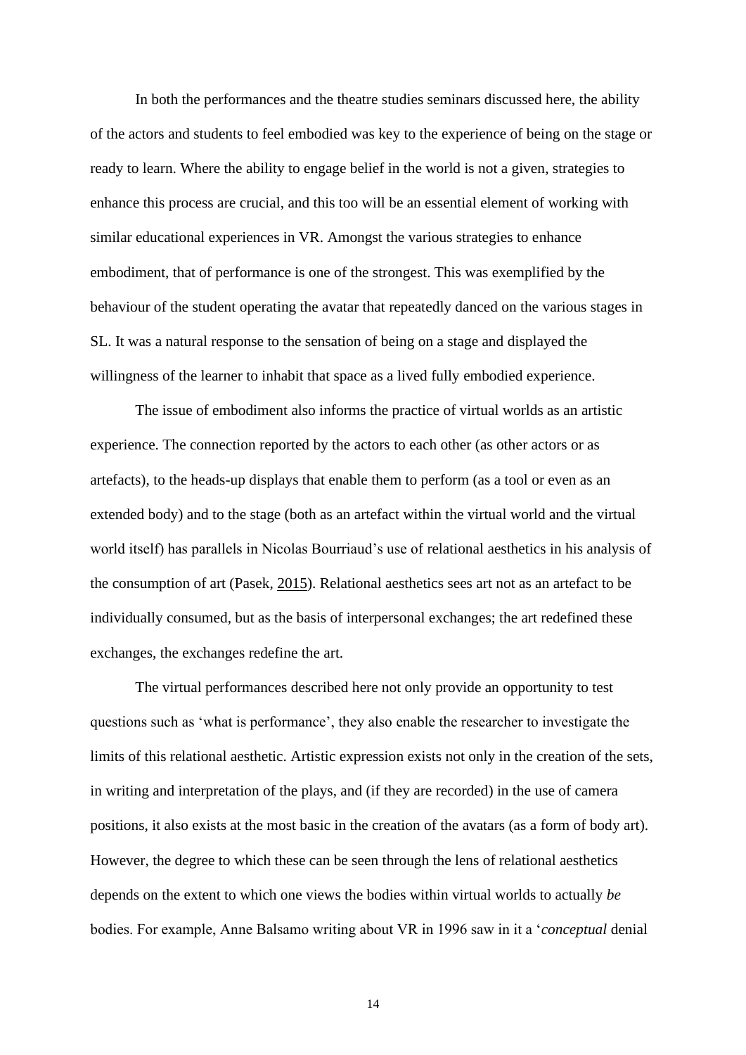In both the performances and the theatre studies seminars discussed here, the ability of the actors and students to feel embodied was key to the experience of being on the stage or ready to learn. Where the ability to engage belief in the world is not a given, strategies to enhance this process are crucial, and this too will be an essential element of working with similar educational experiences in VR. Amongst the various strategies to enhance embodiment, that of performance is one of the strongest. This was exemplified by the behaviour of the student operating the avatar that repeatedly danced on the various stages in SL. It was a natural response to the sensation of being on a stage and displayed the willingness of the learner to inhabit that space as a lived fully embodied experience.

The issue of embodiment also informs the practice of virtual worlds as an artistic experience. The connection reported by the actors to each other (as other actors or as artefacts), to the heads-up displays that enable them to perform (as a tool or even as an extended body) and to the stage (both as an artefact within the virtual world and the virtual world itself) has parallels in Nicolas Bourriaud's use of relational aesthetics in his analysis of the consumption of art (Pasek, 2015). Relational aesthetics sees art not as an artefact to be individually consumed, but as the basis of interpersonal exchanges; the art redefined these exchanges, the exchanges redefine the art.

The virtual performances described here not only provide an opportunity to test questions such as 'what is performance', they also enable the researcher to investigate the limits of this relational aesthetic. Artistic expression exists not only in the creation of the sets, in writing and interpretation of the plays, and (if they are recorded) in the use of camera positions, it also exists at the most basic in the creation of the avatars (as a form of body art). However, the degree to which these can be seen through the lens of relational aesthetics depends on the extent to which one views the bodies within virtual worlds to actually *be* bodies. For example, Anne Balsamo writing about VR in 1996 saw in it a '*conceptual* denial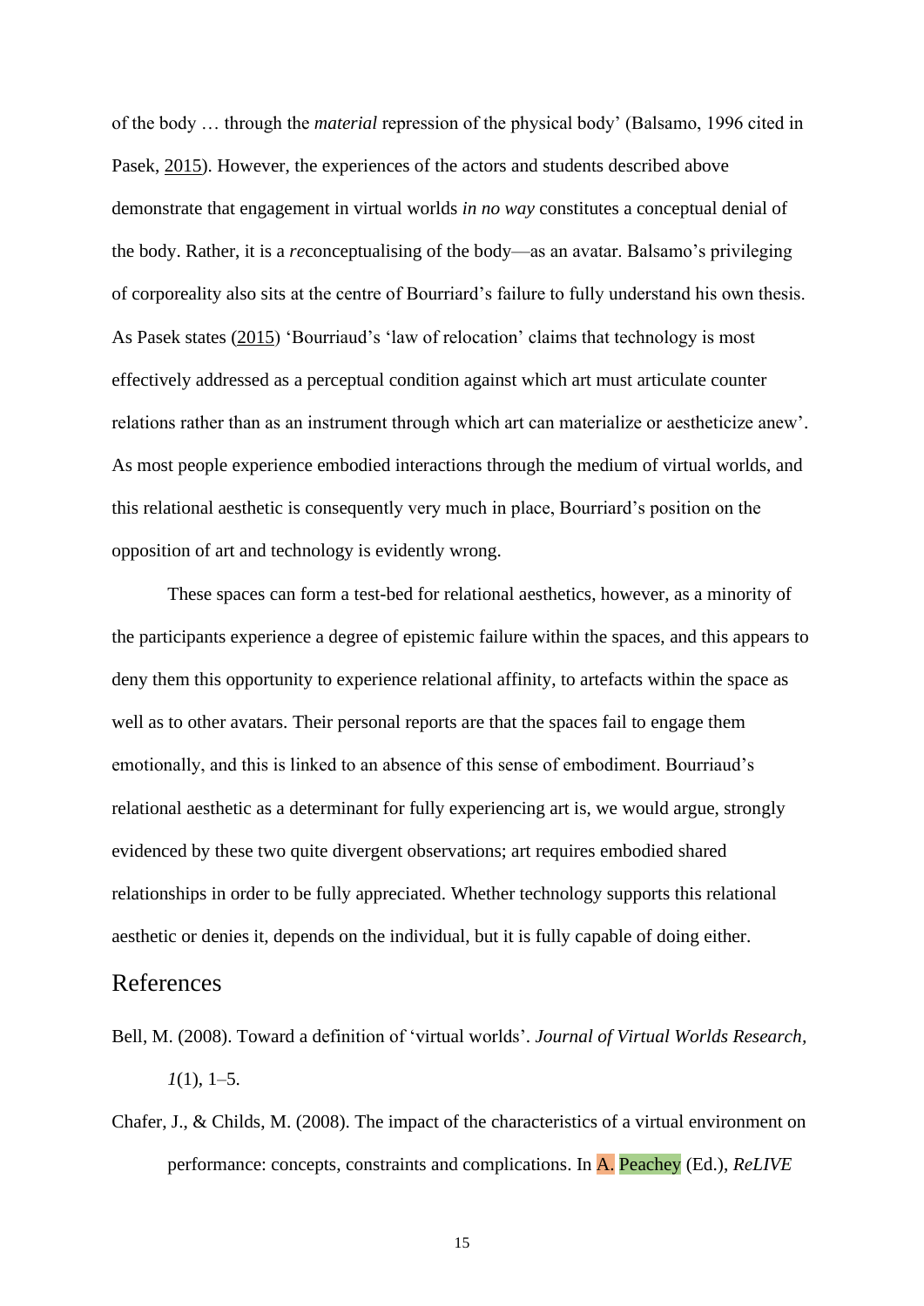of the body … through the *material* repression of the physical body' (Balsamo, 1996 cited in Pasek, 2015). However, the experiences of the actors and students described above demonstrate that engagement in virtual worlds *in no way* constitutes a conceptual denial of the body. Rather, it is a *re*conceptualising of the body—as an avatar. Balsamo's privileging of corporeality also sits at the centre of Bourriard's failure to fully understand his own thesis. As Pasek states (2015) 'Bourriaud's 'law of relocation' claims that technology is most effectively addressed as a perceptual condition against which art must articulate counter relations rather than as an instrument through which art can materialize or aestheticize anew'. As most people experience embodied interactions through the medium of virtual worlds, and this relational aesthetic is consequently very much in place, Bourriard's position on the opposition of art and technology is evidently wrong.

These spaces can form a test-bed for relational aesthetics, however, as a minority of the participants experience a degree of epistemic failure within the spaces, and this appears to deny them this opportunity to experience relational affinity, to artefacts within the space as well as to other avatars. Their personal reports are that the spaces fail to engage them emotionally, and this is linked to an absence of this sense of embodiment. Bourriaud's relational aesthetic as a determinant for fully experiencing art is, we would argue, strongly evidenced by these two quite divergent observations; art requires embodied shared relationships in order to be fully appreciated. Whether technology supports this relational aesthetic or denies it, depends on the individual, but it is fully capable of doing either.

## References

Bell, M. (2008). Toward a definition of 'virtual worlds'. *Journal of Virtual Worlds Research*, *1*(1), 1–5.

Chafer, J., & Childs, M. (2008). The impact of the characteristics of a virtual environment on performance: concepts, constraints and complications. In A. Peachey (Ed.), *ReLIVE*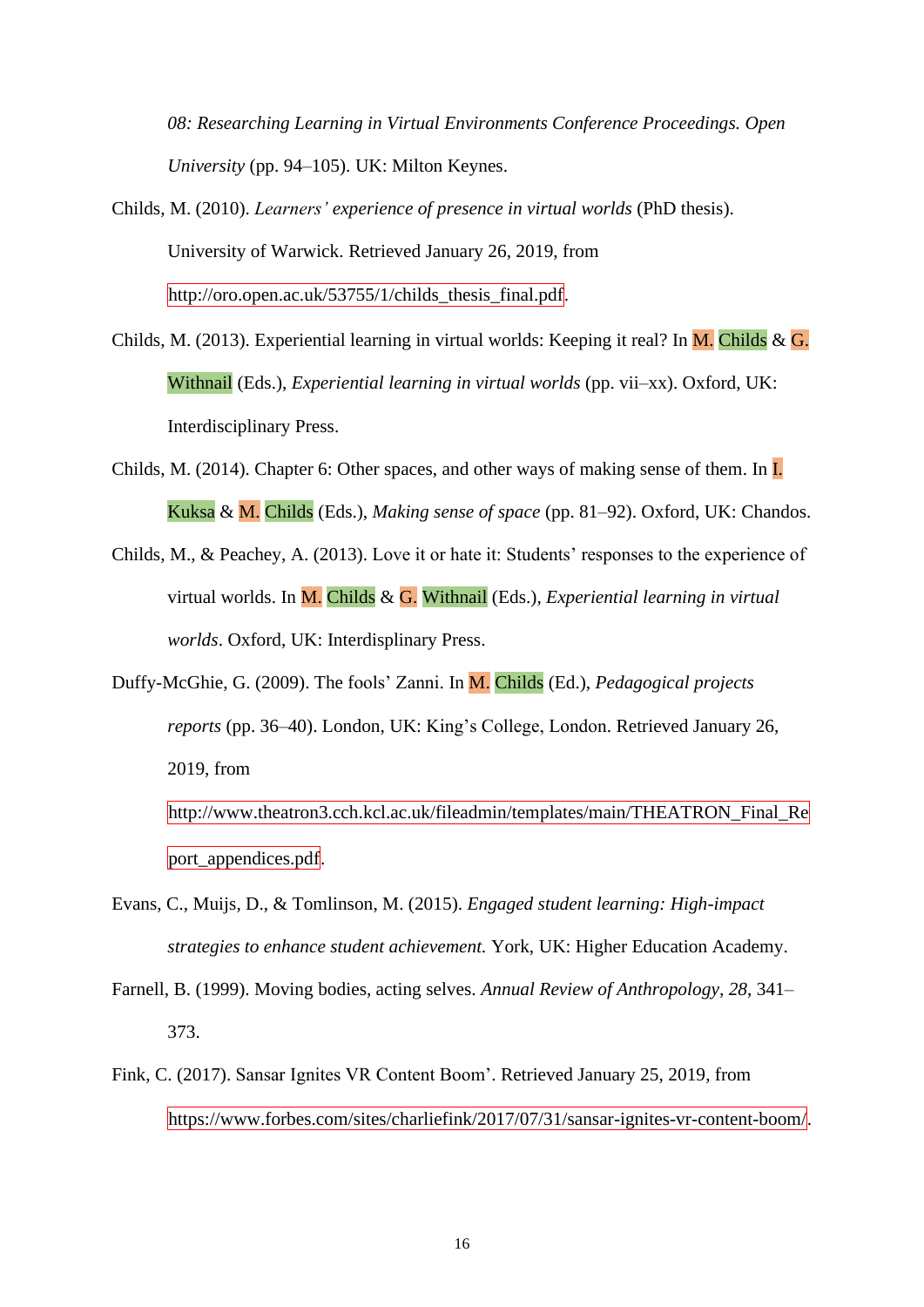*08: Researching Learning in Virtual Environments Conference Proceedings. Open University* (pp. 94–105). UK: Milton Keynes.

Childs, M. (2010). *Learners' experience of presence in virtual worlds* (PhD thesis). University of Warwick. Retrieved January 26, 2019, from http://oro.open.ac.uk/53755/1/childs_thesis_final.pdf.

Childs, M. (2013). Experiential learning in virtual worlds: Keeping it real? In M. Childs & G. Withnail (Eds.), *Experiential learning in virtual worlds* (pp. vii–xx). Oxford, UK: Interdisciplinary Press.

Childs, M. (2014). Chapter 6: Other spaces, and other ways of making sense of them. In I. Kuksa & M. Childs (Eds.), *Making sense of space* (pp. 81–92). Oxford, UK: Chandos.

Childs, M., & Peachey, A. (2013). Love it or hate it: Students' responses to the experience of virtual worlds. In M. Childs & G. Withnail (Eds.), *Experiential learning in virtual worlds*. Oxford, UK: Interdisplinary Press.

Duffy-McGhie, G. (2009). The fools' Zanni. In M. Childs (Ed.), *Pedagogical projects reports* (pp. 36–40). London, UK: King's College, London. Retrieved January 26, 2019, from http://www.theatron3.cch.kcl.ac.uk/fileadmin/templates/main/THEATRON_Final_Report_appendices.pdf.

Evans, C., Muijs, D., & Tomlinson, M. (2015). *Engaged student learning: High-impact strategies to enhance student achievement.* York, UK: Higher Education Academy.

Farnell, B. (1999). Moving bodies, acting selves. *Annual Review of Anthropology, 28*, 341–373.

Fink, C. (2017). Sansar Ignites VR Content Boom'. Retrieved January 25, 2019, from https://www.forbes.com/sites/charliefink/2017/07/31/sansar-ignites-vr-content-boom/.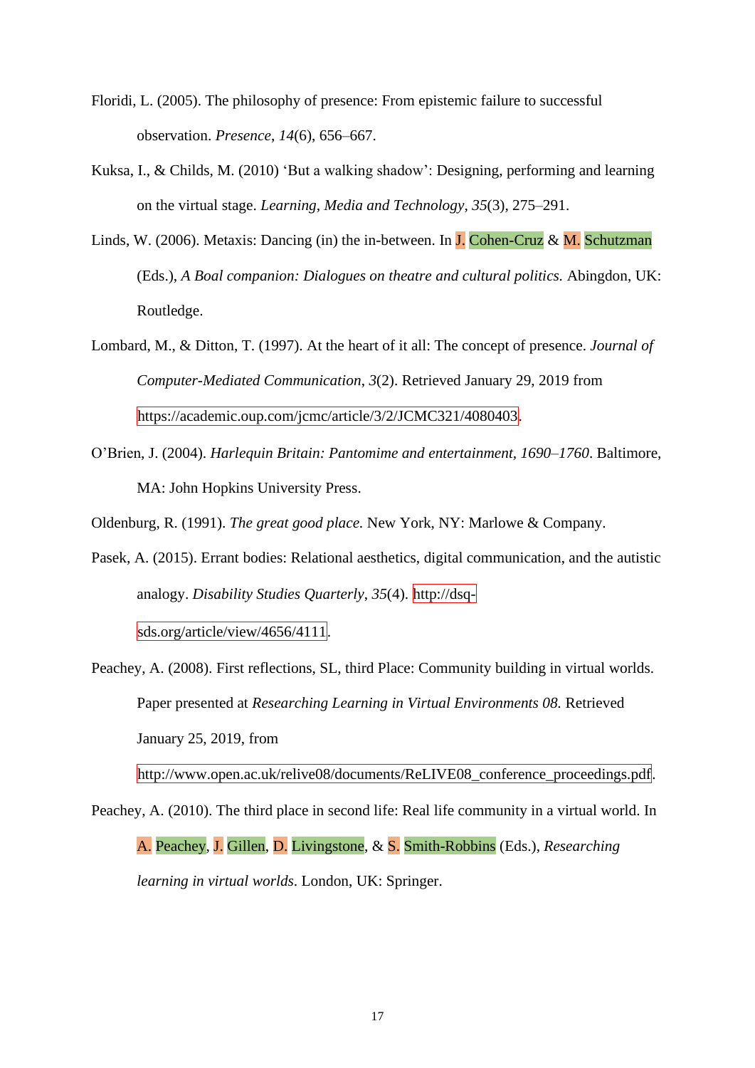Floridi, L. (2005). The philosophy of presence: From epistemic failure to successful observation. *Presence*, *14*(6), 656–667.

Kuksa, I., & Childs, M. (2010) 'But a walking shadow': Designing, performing and learning on the virtual stage. *Learning, Media and Technology*, *35*(3), 275–291.

Linds, W. (2006). Metaxis: Dancing (in) the in-between. In J. Cohen-Cruz & M. Schutzman (Eds.), *A Boal companion: Dialogues on theatre and cultural politics.* Abingdon, UK: Routledge.

Lombard, M., & Ditton, T. (1997). At the heart of it all: The concept of presence. *Journal of Computer-Mediated Communication*, *3*(2). Retrieved January 29, 2019 from https://academic.oup.com/jcmc/article/3/2/JCMC321/4080403.

O'Brien, J. (2004). *Harlequin Britain: Pantomime and entertainment, 1690–1760*. Baltimore, MA: John Hopkins University Press.

Oldenburg, R. (1991). *The great good place.* New York, NY: Marlowe & Company.

Pasek, A. (2015). Errant bodies: Relational aesthetics, digital communication, and the autistic analogy. *Disability Studies Quarterly*, *35*(4). http://dsq-sds.org/article/view/4656/4111.

Peachey, A. (2008). First reflections, SL, third Place: Community building in virtual worlds. Paper presented at *Researching Learning in Virtual Environments 08.* Retrieved January 25, 2019, from http://www.open.ac.uk/relive08/documents/ReLIVE08_conference_proceedings.pdf.

Peachey, A. (2010). The third place in second life: Real life community in a virtual world. In A. Peachey, J. Gillen, D. Livingstone, & S. Smith-Robbins (Eds.), *Researching learning in virtual worlds*. London, UK: Springer.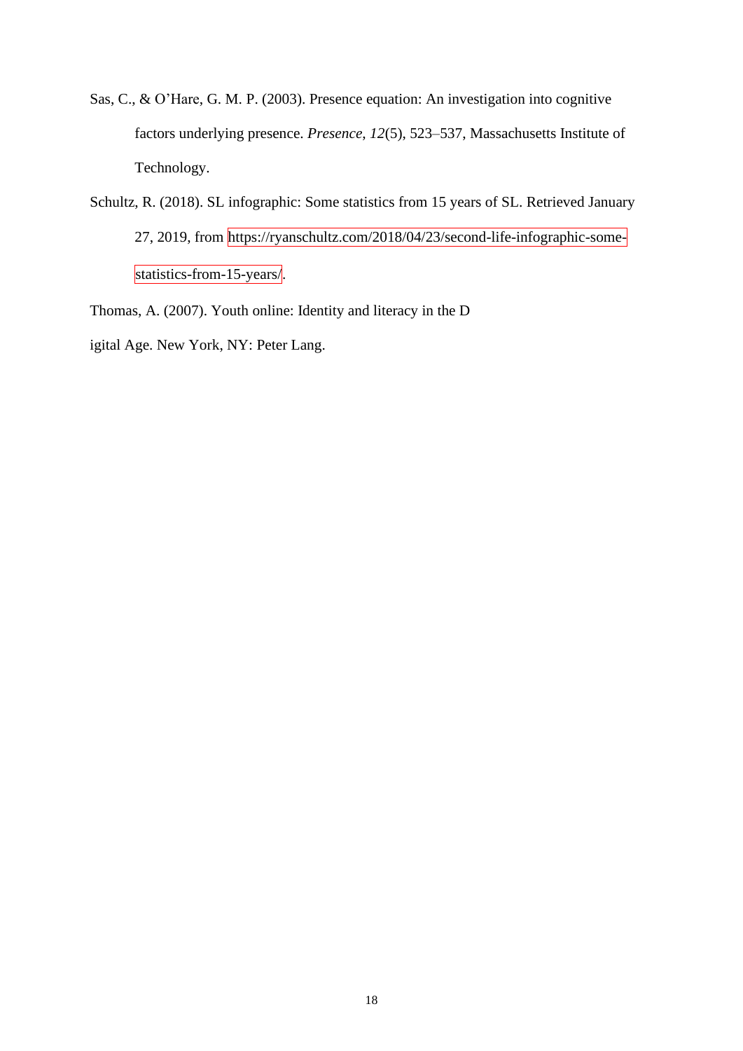Sas, C., & O'Hare, G. M. P. (2003). Presence equation: An investigation into cognitive factors underlying presence. *Presence*, *12*(5), 523–537, Massachusetts Institute of Technology.

Schultz, R. (2018). SL infographic: Some statistics from 15 years of SL. Retrieved January 27, 2019, from https://ryanschultz.com/2018/04/23/second-life-infographic-some-statistics-from-15-years/.

Thomas, A. (2007). Youth online: Identity and literacy in the D

igital Age. New York, NY: Peter Lang.